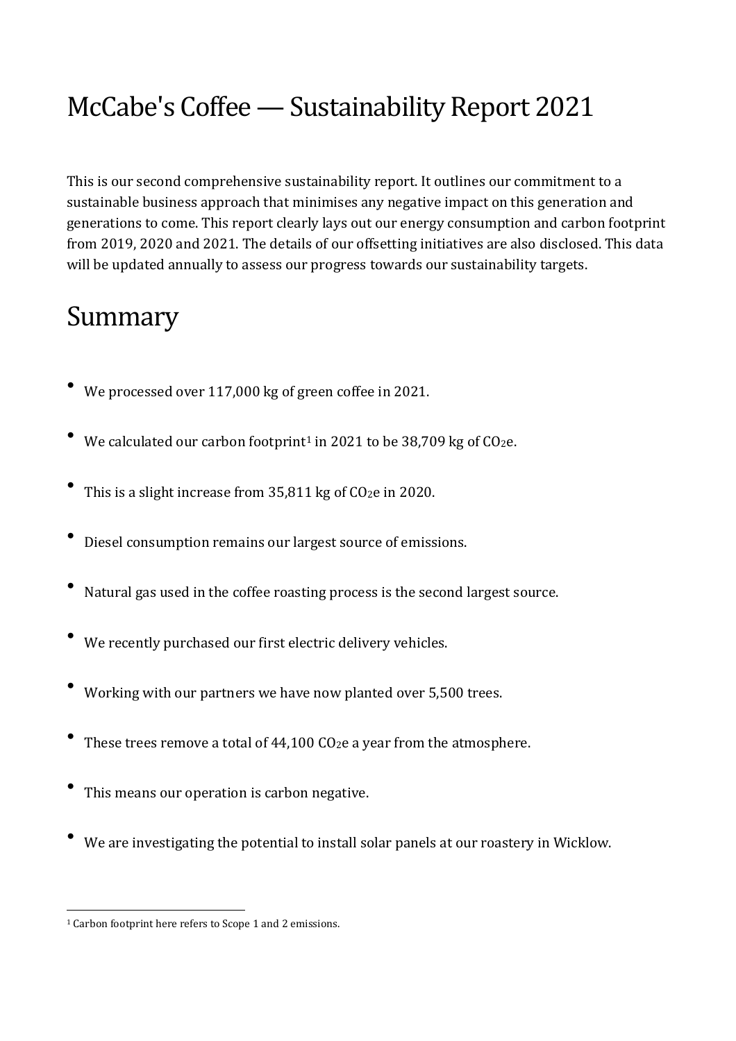# McCabe's Coffee — Sustainability Report 2021

This is our second comprehensive sustainability report. It outlines our commitment to a sustainable business approach that minimises any negative impact on this generation and generations to come. This report clearly lays out our energy consumption and carbon footprint from 2019, 2020 and 2021. The details of our offsetting initiatives are also disclosed. This data will be updated annually to assess our progress towards our sustainability targets.

## Summary

- We processed over 117,000 kg of green coffee in 2021.
- We calculated our carbon footprint[1] in 2021 to be 38,709 kg of $CO_2e$.
- This is a slight increase from 35,811 kg of $CO_2e$ in 2020.
- Diesel consumption remains our largest source of emissions.
- Natural gas used in the coffee roasting process is the second largest source.
- We recently purchased our first electric delivery vehicles.
- Working with our partners we have now planted over 5,500 trees.
- These trees remove a total of 44,100 $CO_2e$ a year from the atmosphere.
- This means our operation is carbon negative.
- We are investigating the potential to install solar panels at our roastery in Wicklow.

[1] Carbon footprint here refers to Scope 1 and 2 emissions.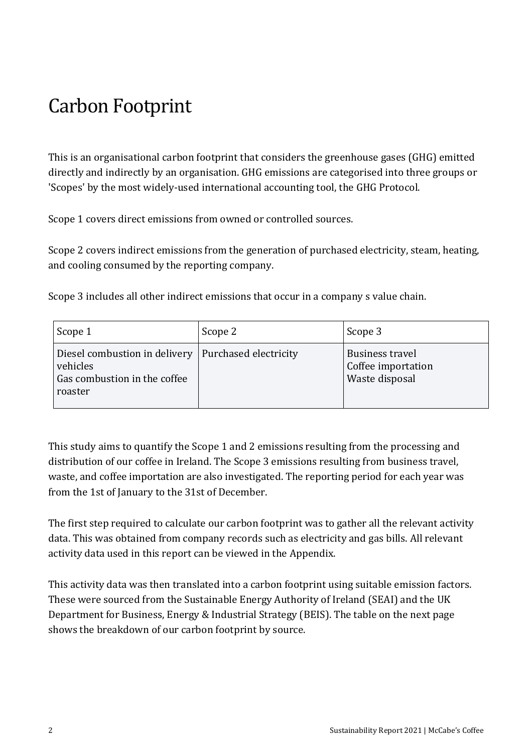# Carbon Footprint

This is an organisational carbon footprint that considers the greenhouse gases (GHG) emitted directly and indirectly by an organisation. GHG emissions are categorised into three groups or 'Scopes' by the most widely-used international accounting tool, the GHG Protocol.

Scope 1 covers direct emissions from owned or controlled sources.

Scope 2 covers indirect emissions from the generation of purchased electricity, steam, heating, and cooling consumed by the reporting company.

Scope 3 includes all other indirect emissions that occur in a company s value chain.

| Scope 1 | Scope 2 | Scope 3 |
|---|---|---|
| Diesel combustion in delivery vehicles<br>Gas combustion in the coffee roaster | Purchased electricity | Business travel<br>Coffee importation<br>Waste disposal |

This study aims to quantify the Scope 1 and 2 emissions resulting from the processing and distribution of our coffee in Ireland. The Scope 3 emissions resulting from business travel, waste, and coffee importation are also investigated. The reporting period for each year was from the 1st of January to the 31st of December.

The first step required to calculate our carbon footprint was to gather all the relevant activity data. This was obtained from company records such as electricity and gas bills. All relevant activity data used in this report can be viewed in the Appendix.

This activity data was then translated into a carbon footprint using suitable emission factors. These were sourced from the Sustainable Energy Authority of Ireland (SEAI) and the UK Department for Business, Energy & Industrial Strategy (BEIS). The table on the next page shows the breakdown of our carbon footprint by source.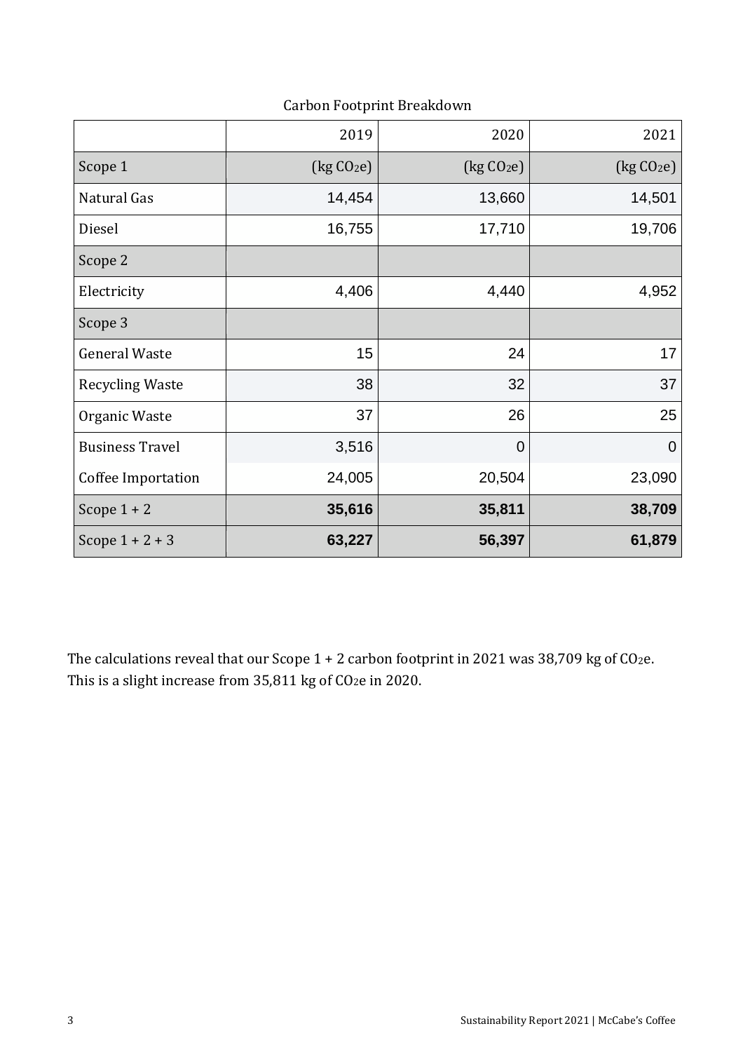Carbon Footprint Breakdown

| | 2019 | 2020 | 2021 |
|---|---|---|---|
| Scope 1 | (kg $CO_2e$) | (kg $CO_2e$) | (kg $CO_2e$) |
| Natural Gas | 14,454 | 13,660 | 14,501 |
| Diesel | 16,755 | 17,710 | 19,706 |
| Scope 2 | | | |
| Electricity | 4,406 | 4,440 | 4,952 |
| Scope 3 | | | |
| General Waste | 15 | 24 | 17 |
| Recycling Waste | 38 | 32 | 37 |
| Organic Waste | 37 | 26 | 25 |
| Business Travel | 3,516 | 0 | 0 |
| Coffee Importation | 24,005 | 20,504 | 23,090 |
| Scope 1 + 2 | **35,616** | **35,811** | **38,709** |
| Scope 1 + 2 + 3 | **63,227** | **56,397** | **61,879** |

The calculations reveal that our Scope 1 + 2 carbon footprint in 2021 was 38,709 kg of $CO_2e$. This is a slight increase from 35,811 kg of $CO_2e$ in 2020.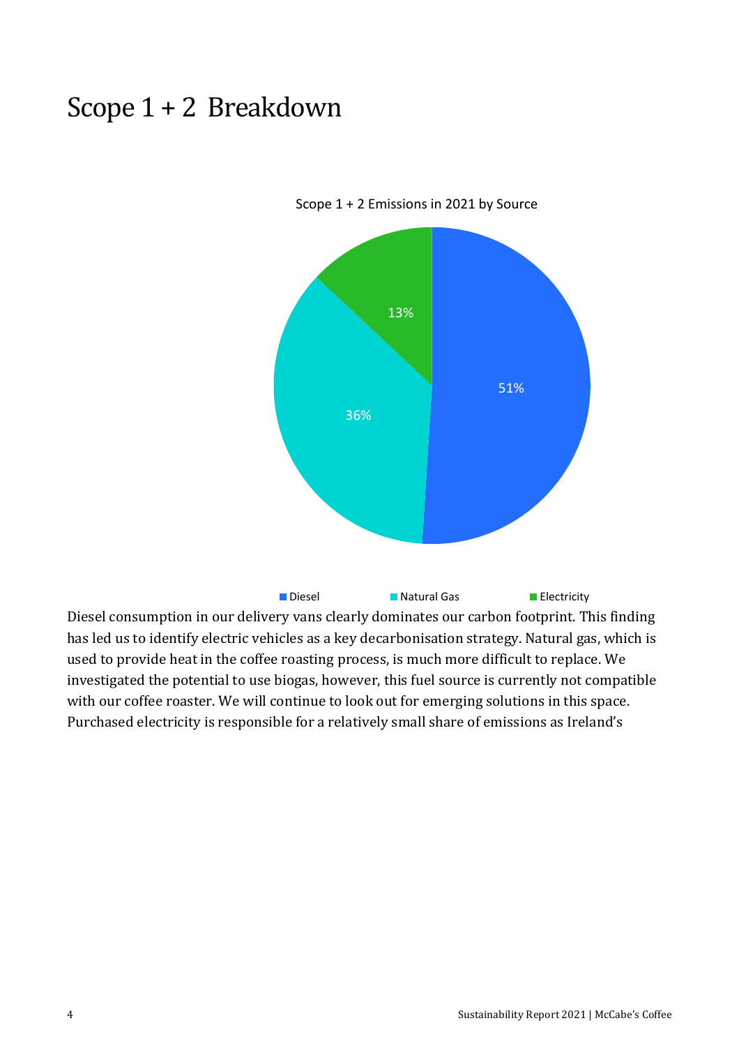# Scope 1 + 2 Breakdown

Scope 1 + 2 Emissions in 2021 by Source

| Source | Share |
| --- | --- |
| Diesel | 51% |
| Natural Gas | 36% |
| Electricity | 13% |

Diesel consumption in our delivery vans clearly dominates our carbon footprint. This finding has led us to identify electric vehicles as a key decarbonisation strategy. Natural gas, which is used to provide heat in the coffee roasting process, is much more difficult to replace. We investigated the potential to use biogas, however, this fuel source is currently not compatible with our coffee roaster. We will continue to look out for emerging solutions in this space. Purchased electricity is responsible for a relatively small share of emissions as Ireland's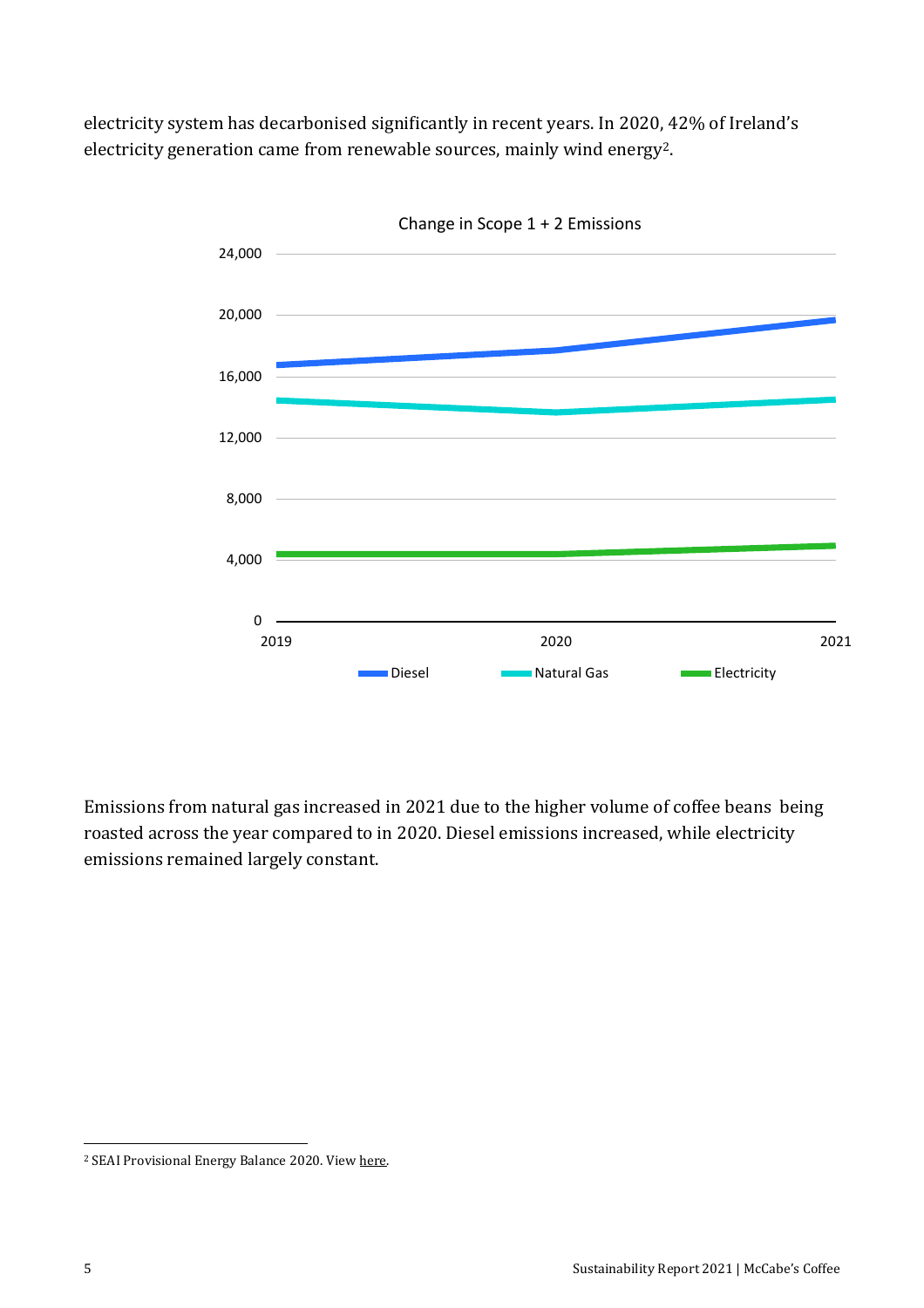electricity system has decarbonised significantly in recent years. In 2020, 42% of Ireland's electricity generation came from renewable sources, mainly wind energy[2].

Emissions from natural gas increased in 2021 due to the higher volume of coffee beans being roasted across the year compared to in 2020. Diesel emissions increased, while electricity emissions remained largely constant.

[2] SEAI Provisional Energy Balance 2020. View here.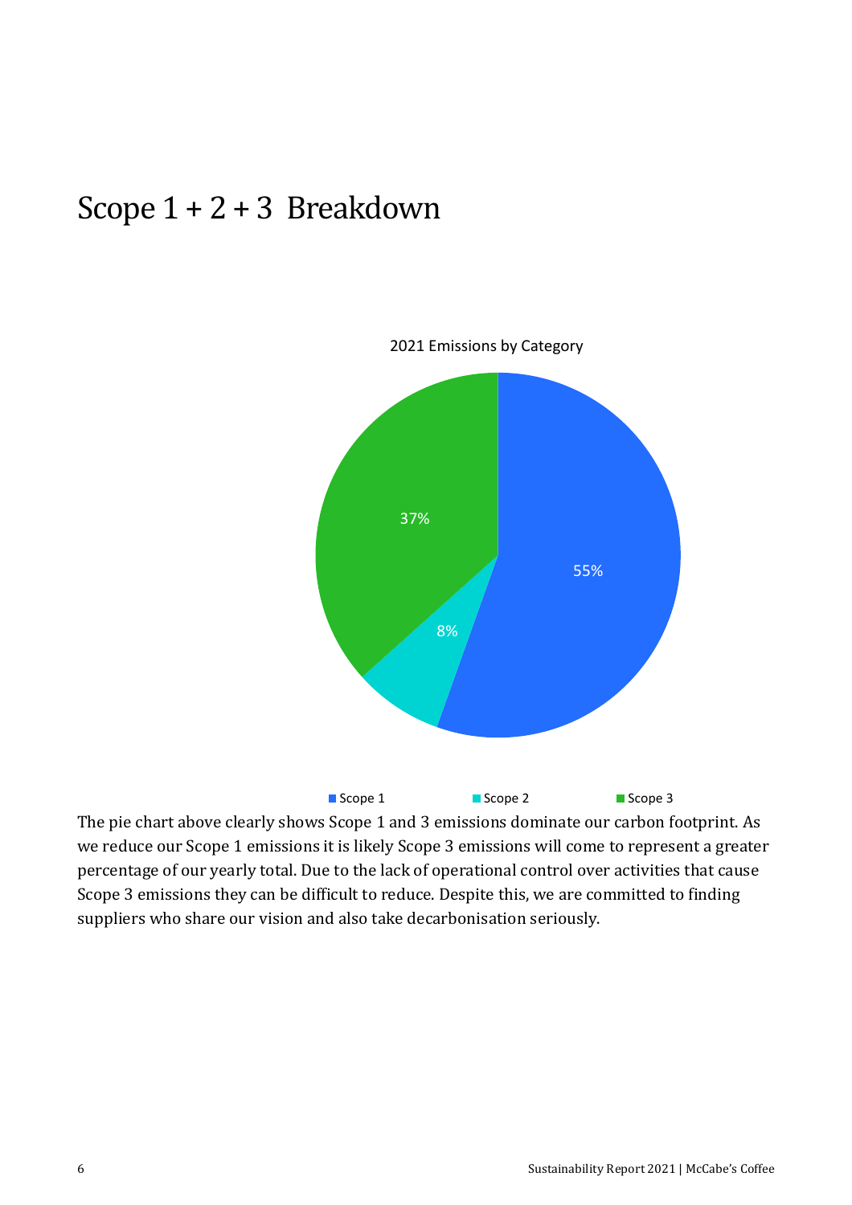# Scope 1 + 2 + 3 Breakdown

2021 Emissions by Category

| Category | Percentage |
|---|---|
| Scope 1 | 55% |
| Scope 2 | 8% |
| Scope 3 | 37% |

The pie chart above clearly shows Scope 1 and 3 emissions dominate our carbon footprint. As we reduce our Scope 1 emissions it is likely Scope 3 emissions will come to represent a greater percentage of our yearly total. Due to the lack of operational control over activities that cause Scope 3 emissions they can be difficult to reduce. Despite this, we are committed to finding suppliers who share our vision and also take decarbonisation seriously.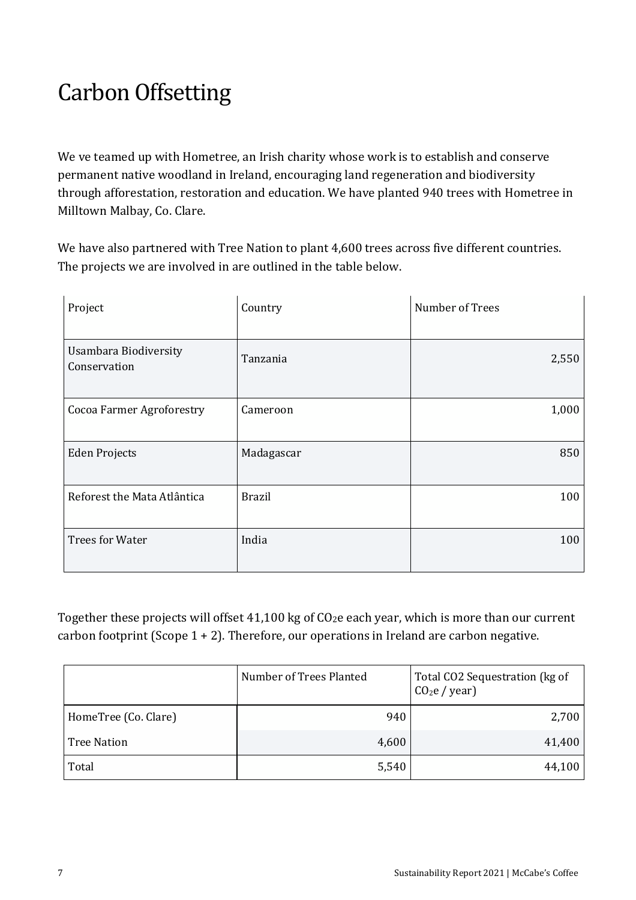# Carbon Offsetting

We ve teamed up with Hometree, an Irish charity whose work is to establish and conserve permanent native woodland in Ireland, encouraging land regeneration and biodiversity through afforestation, restoration and education. We have planted 940 trees with Hometree in Milltown Malbay, Co. Clare.

We have also partnered with Tree Nation to plant 4,600 trees across five different countries. The projects we are involved in are outlined in the table below.

| Project | Country | Number of Trees |
| --- | --- | --- |
| Usambara Biodiversity Conservation | Tanzania | 2,550 |
| Cocoa Farmer Agroforestry | Cameroon | 1,000 |
| Eden Projects | Madagascar | 850 |
| Reforest the Mata Atlântica | Brazil | 100 |
| Trees for Water | India | 100 |

Together these projects will offset 41,100 kg of $CO_2$e each year, which is more than our current carbon footprint (Scope 1 + 2). Therefore, our operations in Ireland are carbon negative.

| | Number of Trees Planted | Total CO2 Sequestration (kg of $CO_2$e / year) |
| --- | --- | --- |
| HomeTree (Co. Clare) | 940 | 2,700 |
| Tree Nation | 4,600 | 41,400 |
| Total | 5,540 | 44,100 |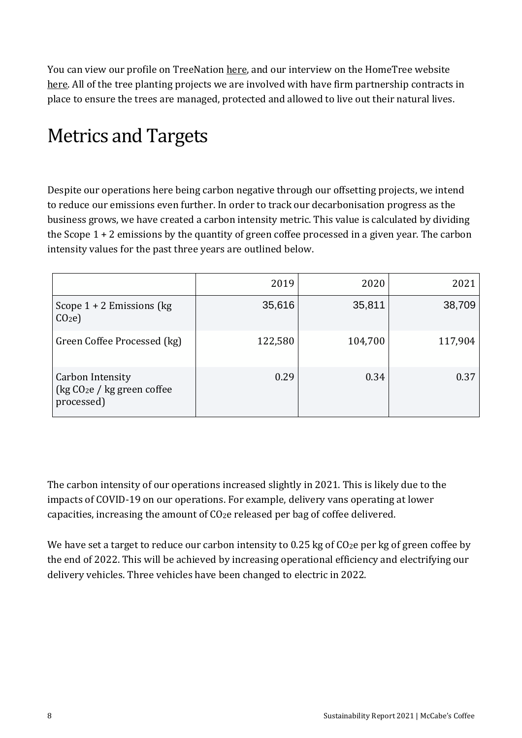You can view our profile on TreeNation here, and our interview on the HomeTree website here. All of the tree planting projects we are involved with have firm partnership contracts in place to ensure the trees are managed, protected and allowed to live out their natural lives.

# Metrics and Targets

Despite our operations here being carbon negative through our offsetting projects, we intend to reduce our emissions even further. In order to track our decarbonisation progress as the business grows, we have created a carbon intensity metric. This value is calculated by dividing the Scope 1 + 2 emissions by the quantity of green coffee processed in a given year. The carbon intensity values for the past three years are outlined below.

| | 2019 | 2020 | 2021 |
|---|---|---|---|
| Scope 1 + 2 Emissions (kg $CO_2e$) | 35,616 | 35,811 | 38,709 |
| Green Coffee Processed (kg) | 122,580 | 104,700 | 117,904 |
| Carbon Intensity (kg $CO_2e$ / kg green coffee processed) | 0.29 | 0.34 | 0.37 |

The carbon intensity of our operations increased slightly in 2021. This is likely due to the impacts of COVID-19 on our operations. For example, delivery vans operating at lower capacities, increasing the amount of $CO_2e$ released per bag of coffee delivered.

We have set a target to reduce our carbon intensity to 0.25 kg of $CO_2e$ per kg of green coffee by the end of 2022. This will be achieved by increasing operational efficiency and electrifying our delivery vehicles. Three vehicles have been changed to electric in 2022.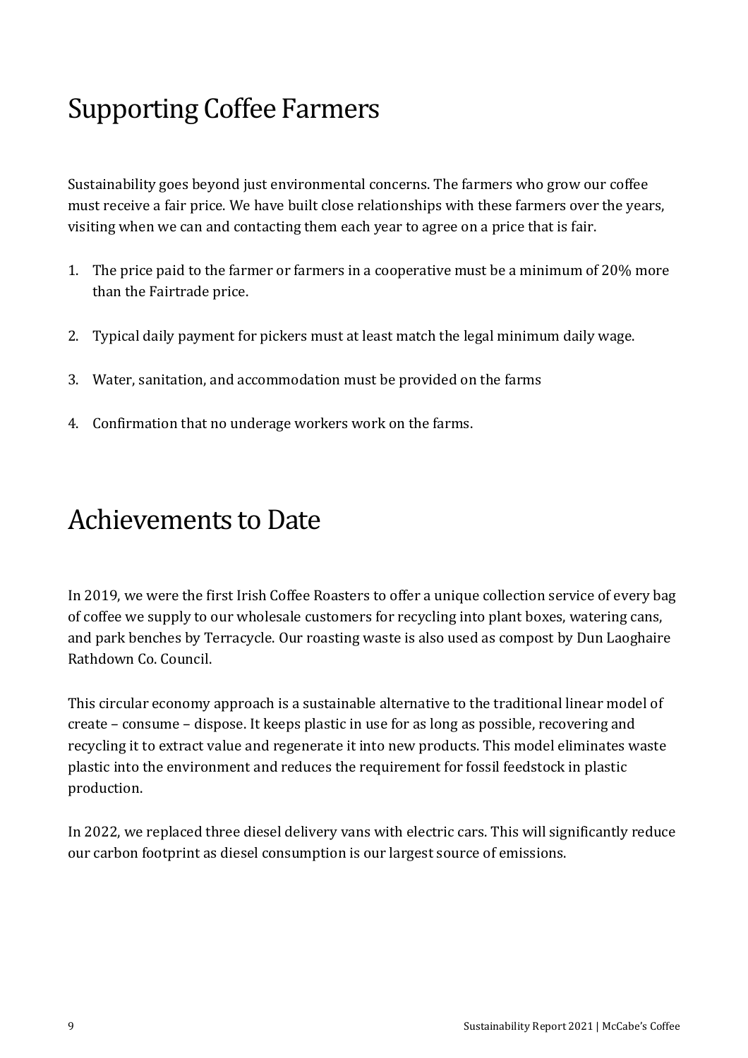# Supporting Coffee Farmers

Sustainability goes beyond just environmental concerns. The farmers who grow our coffee must receive a fair price. We have built close relationships with these farmers over the years, visiting when we can and contacting them each year to agree on a price that is fair.

1. The price paid to the farmer or farmers in a cooperative must be a minimum of 20% more than the Fairtrade price.

2. Typical daily payment for pickers must at least match the legal minimum daily wage.

3. Water, sanitation, and accommodation must be provided on the farms

4. Confirmation that no underage workers work on the farms.

# Achievements to Date

In 2019, we were the first Irish Coffee Roasters to offer a unique collection service of every bag of coffee we supply to our wholesale customers for recycling into plant boxes, watering cans, and park benches by Terracycle. Our roasting waste is also used as compost by Dun Laoghaire Rathdown Co. Council.

This circular economy approach is a sustainable alternative to the traditional linear model of create – consume – dispose. It keeps plastic in use for as long as possible, recovering and recycling it to extract value and regenerate it into new products. This model eliminates waste plastic into the environment and reduces the requirement for fossil feedstock in plastic production.

In 2022, we replaced three diesel delivery vans with electric cars. This will significantly reduce our carbon footprint as diesel consumption is our largest source of emissions.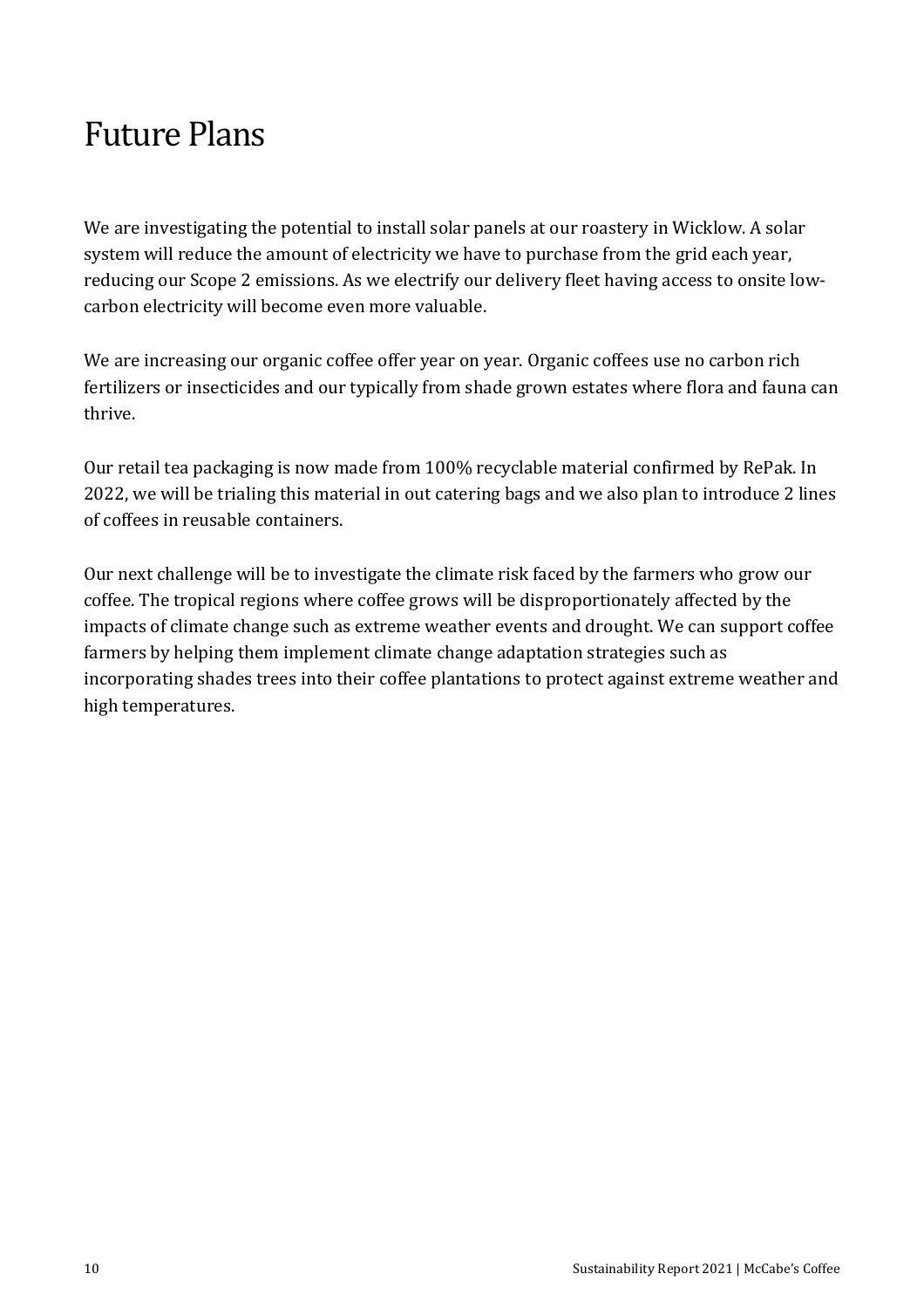# Future Plans

We are investigating the potential to install solar panels at our roastery in Wicklow. A solar system will reduce the amount of electricity we have to purchase from the grid each year, reducing our Scope 2 emissions. As we electrify our delivery fleet having access to onsite low-carbon electricity will become even more valuable.

We are increasing our organic coffee offer year on year. Organic coffees use no carbon rich fertilizers or insecticides and our typically from shade grown estates where flora and fauna can thrive.

Our retail tea packaging is now made from 100% recyclable material confirmed by RePak. In 2022, we will be trialing this material in out catering bags and we also plan to introduce 2 lines of coffees in reusable containers.

Our next challenge will be to investigate the climate risk faced by the farmers who grow our coffee. The tropical regions where coffee grows will be disproportionately affected by the impacts of climate change such as extreme weather events and drought. We can support coffee farmers by helping them implement climate change adaptation strategies such as incorporating shades trees into their coffee plantations to protect against extreme weather and high temperatures.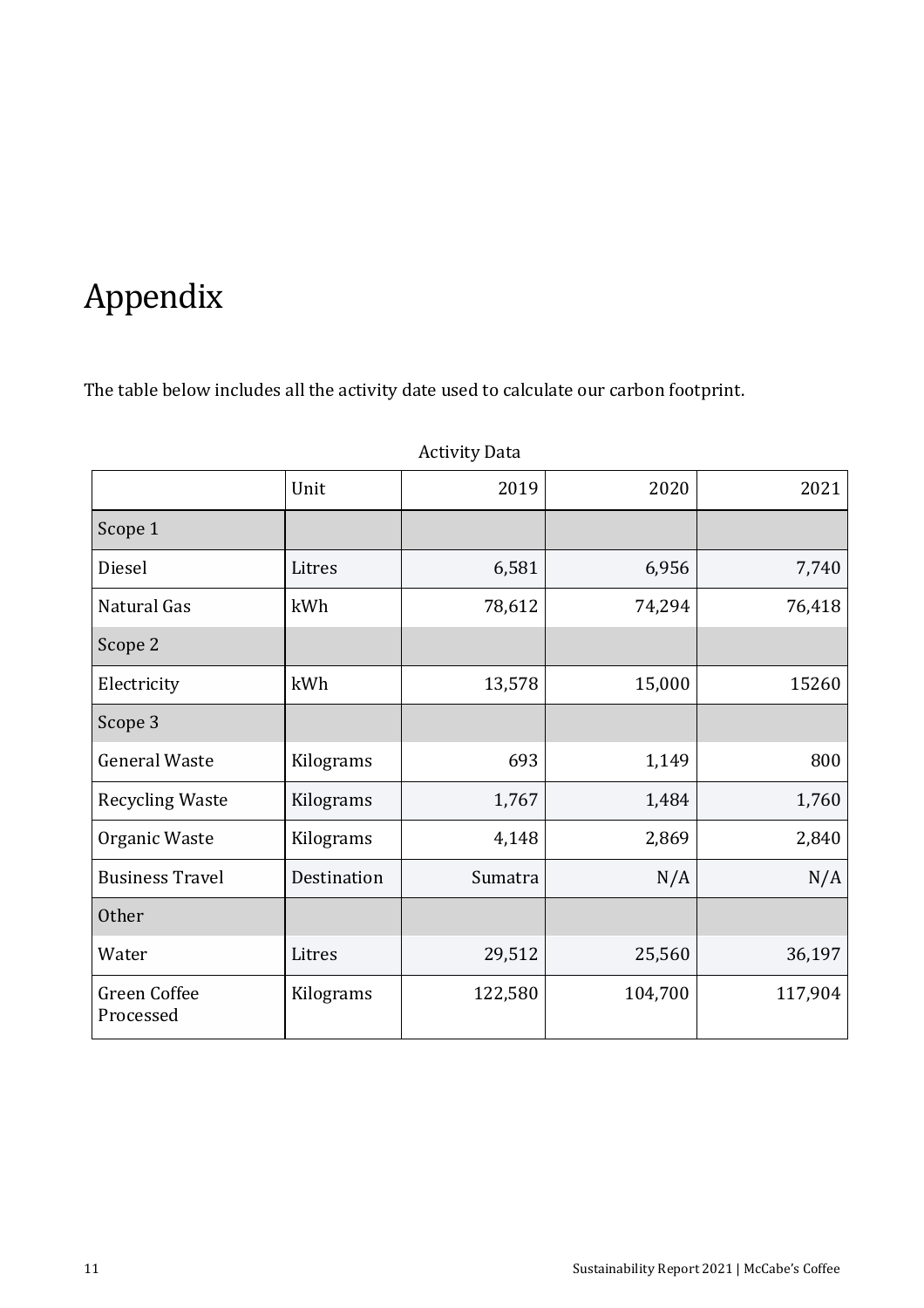# Appendix

The table below includes all the activity date used to calculate our carbon footprint.

Activity Data

| | Unit | 2019 | 2020 | 2021 |
|---|---|---|---|---|
| Scope 1 | | | | |
| Diesel | Litres | 6,581 | 6,956 | 7,740 |
| Natural Gas | kWh | 78,612 | 74,294 | 76,418 |
| Scope 2 | | | | |
| Electricity | kWh | 13,578 | 15,000 | 15260 |
| Scope 3 | | | | |
| General Waste | Kilograms | 693 | 1,149 | 800 |
| Recycling Waste | Kilograms | 1,767 | 1,484 | 1,760 |
| Organic Waste | Kilograms | 4,148 | 2,869 | 2,840 |
| Business Travel | Destination | Sumatra | N/A | N/A |
| Other | | | | |
| Water | Litres | 29,512 | 25,560 | 36,197 |
| Green Coffee Processed | Kilograms | 122,580 | 104,700 | 117,904 |